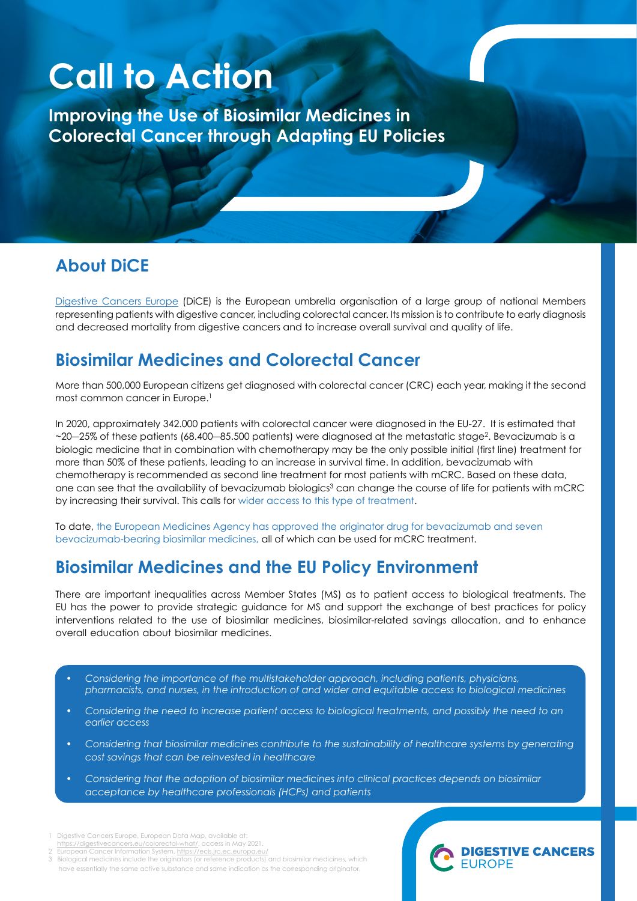# Call to Action

**Improving the Use of Biosimilar Medicines in Colorectal Cancer through Adapting EU Policies**

## About DiCE

Digestive Cancers Europe (DiCE) is the European umbrella organisation of a large group of national Members representing patients with digestive cancer, including colorectal cancer. Its mission is to contribute to early diagnosis and decreased mortality from digestive cancers and to increase overall survival and quality of life.

## Biosimilar Medicines and Colorectal Cancer

More than 500,000 European citizens get diagnosed with colorectal cancer (CRC) each year, making it the second most common cancer in Europe.[1]

In 2020, approximately 342.000 patients with colorectal cancer were diagnosed in the EU-27. It is estimated that ~20—25% of these patients (68.400—85.500 patients) were diagnosed at the metastatic stage[2]. Bevacizumab is a biologic medicine that in combination with chemotherapy may be the only possible initial (first line) treatment for more than 50% of these patients, leading to an increase in survival time. In addition, bevacizumab with chemotherapy is recommended as second line treatment for most patients with mCRC. Based on these data, one can see that the availability of bevacizumab biologics[3] can change the course of life for patients with mCRC by increasing their survival. This calls for wider access to this type of treatment.

To date, the European Medicines Agency has approved the originator drug for bevacizumab and seven bevacizumab-bearing biosimilar medicines, all of which can be used for mCRC treatment.

## Biosimilar Medicines and the EU Policy Environment

There are important inequalities across Member States (MS) as to patient access to biological treatments. The EU has the power to provide strategic guidance for MS and support the exchange of best practices for policy interventions related to the use of biosimilar medicines, biosimilar-related savings allocation, and to enhance overall education about biosimilar medicines.

- *Considering the importance of the multistakeholder approach, including patients, physicians, pharmacists, and nurses, in the introduction of and wider and equitable access to biological medicines*
- *Considering the need to increase patient access to biological treatments, and possibly the need to an earlier access*
- *Considering that biosimilar medicines contribute to the sustainability of healthcare systems by generating cost savings that can be reinvested in healthcare*
- *Considering that the adoption of biosimilar medicines into clinical practices depends on biosimilar acceptance by healthcare professionals (HCPs) and patients*

1 Digestive Cancers Europe, European Data Map, available at: https://digestivecancers.eu/colorectal-what/, access in May 2021.
2 European Cancer Information System, https://ecis.jrc.ec.europa.eu/
3 Biological medicines include the originators (or reference products) and biosimilar medicines, which have essentially the same active substance and same indication as the corresponding originator.

DIGESTIVE CANCERS EUROPE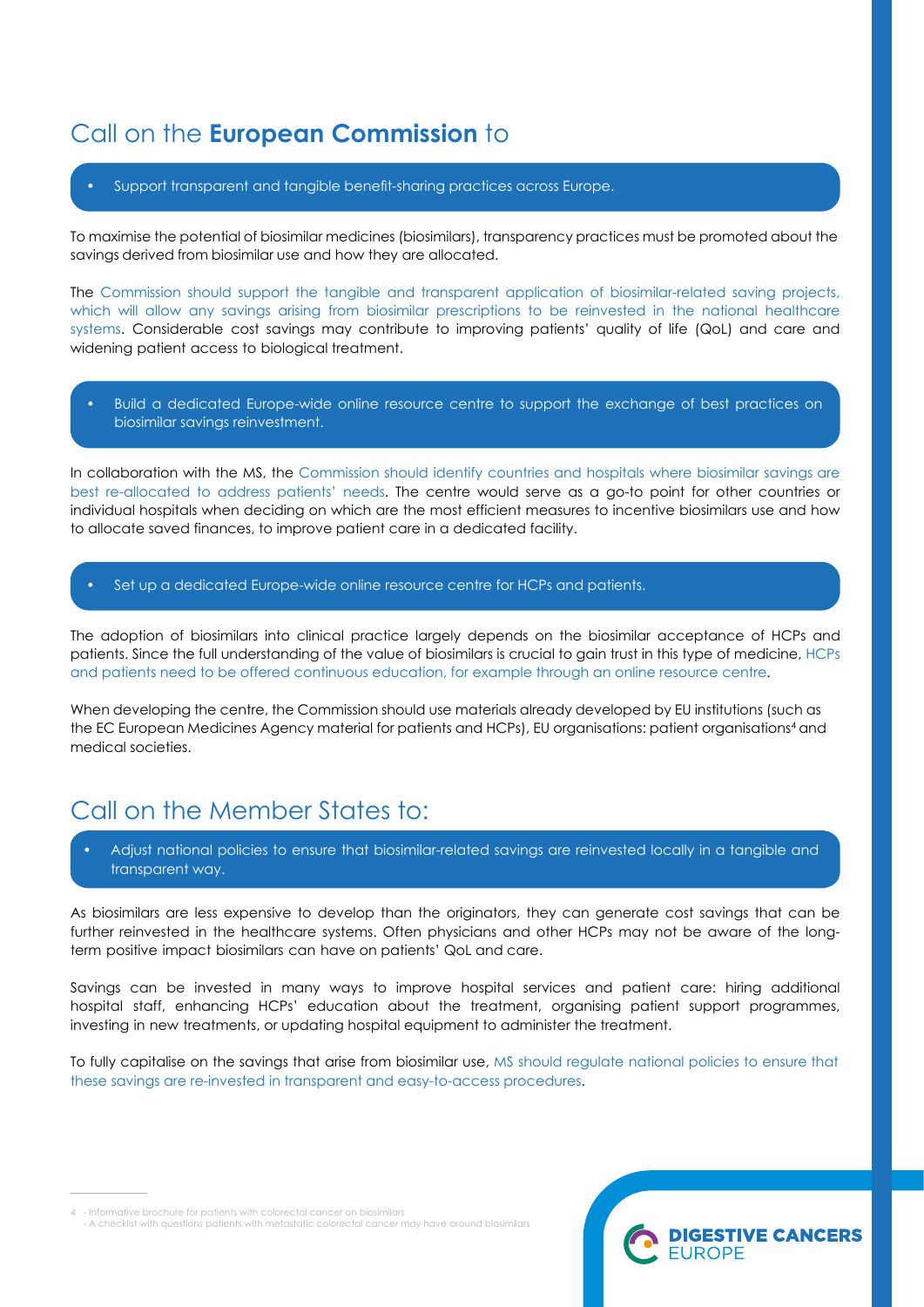## Call on the **European Commission** to

- Support transparent and tangible benefit-sharing practices across Europe.

To maximise the potential of biosimilar medicines (biosimilars), transparency practices must be promoted about the savings derived from biosimilar use and how they are allocated.

The Commission should support the tangible and transparent application of biosimilar-related saving projects, which will allow any savings arising from biosimilar prescriptions to be reinvested in the national healthcare systems. Considerable cost savings may contribute to improving patients' quality of life (QoL) and care and widening patient access to biological treatment.

- Build a dedicated Europe-wide online resource centre to support the exchange of best practices on biosimilar savings reinvestment.

In collaboration with the MS, the Commission should identify countries and hospitals where biosimilar savings are best re-allocated to address patients' needs. The centre would serve as a go-to point for other countries or individual hospitals when deciding on which are the most efficient measures to incentive biosimilars use and how to allocate saved finances, to improve patient care in a dedicated facility.

- Set up a dedicated Europe-wide online resource centre for HCPs and patients.

The adoption of biosimilars into clinical practice largely depends on the biosimilar acceptance of HCPs and patients. Since the full understanding of the value of biosimilars is crucial to gain trust in this type of medicine, HCPs and patients need to be offered continuous education, for example through an online resource centre.

When developing the centre, the Commission should use materials already developed by EU institutions (such as the EC European Medicines Agency material for patients and HCPs), EU organisations: patient organisations[4] and medical societies.

## Call on the Member States to:

- Adjust national policies to ensure that biosimilar-related savings are reinvested locally in a tangible and transparent way.

As biosimilars are less expensive to develop than the originators, they can generate cost savings that can be further reinvested in the healthcare systems. Often physicians and other HCPs may not be aware of the long-term positive impact biosimilars can have on patients' QoL and care.

Savings can be invested in many ways to improve hospital services and patient care: hiring additional hospital staff, enhancing HCPs' education about the treatment, organising patient support programmes, investing in new treatments, or updating hospital equipment to administer the treatment.

To fully capitalise on the savings that arise from biosimilar use, MS should regulate national policies to ensure that these savings are re-invested in transparent and easy-to-access procedures.

---

4 - Informative brochure for patients with colorectal cancer on biosimilars
- A checklist with questions patients with metastatic colorectal cancer may have around biosimilars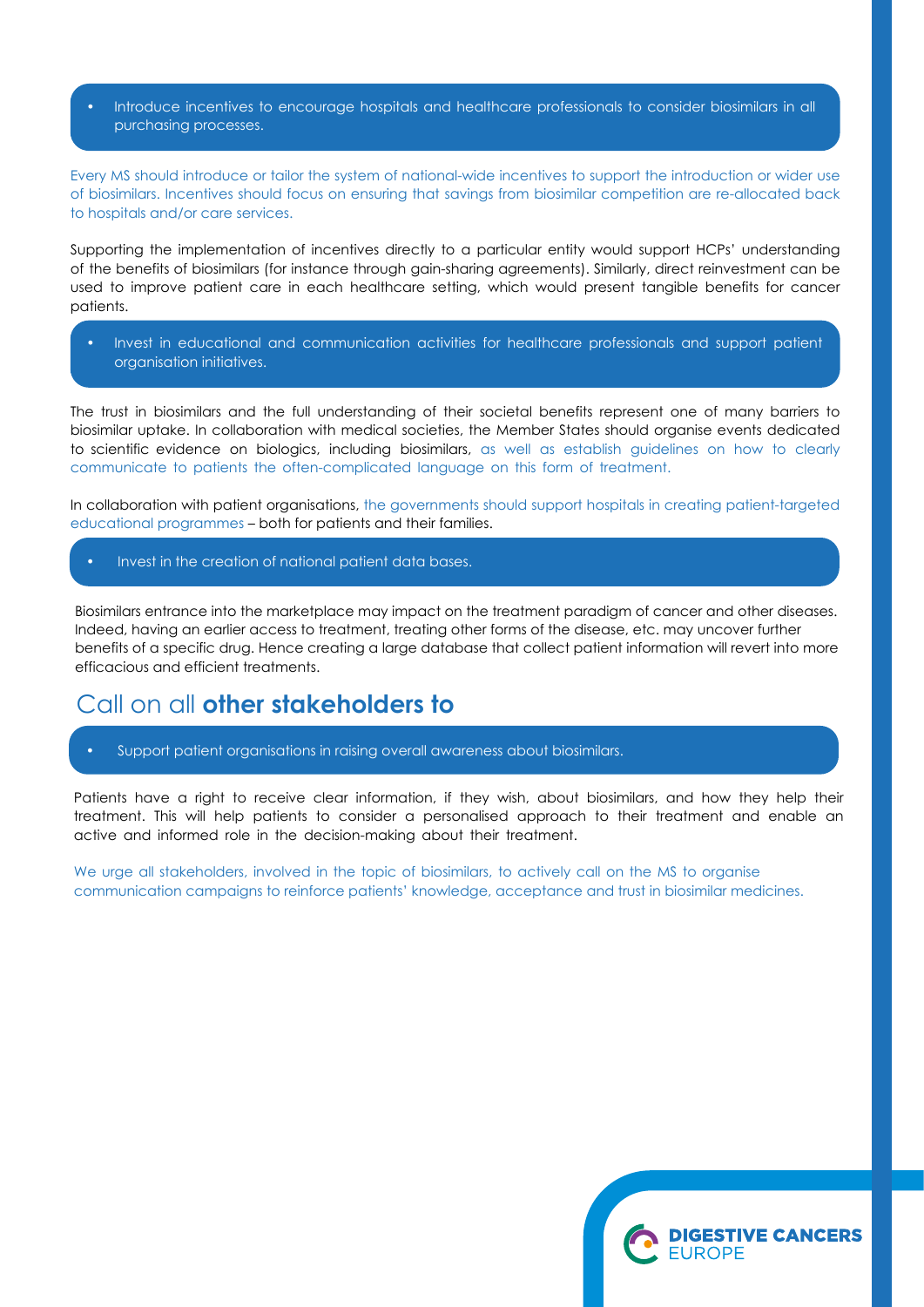- Introduce incentives to encourage hospitals and healthcare professionals to consider biosimilars in all purchasing processes.

Every MS should introduce or tailor the system of national-wide incentives to support the introduction or wider use of biosimilars. Incentives should focus on ensuring that savings from biosimilar competition are re-allocated back to hospitals and/or care services.

Supporting the implementation of incentives directly to a particular entity would support HCPs' understanding of the benefits of biosimilars (for instance through gain-sharing agreements). Similarly, direct reinvestment can be used to improve patient care in each healthcare setting, which would present tangible benefits for cancer patients.

- Invest in educational and communication activities for healthcare professionals and support patient organisation initiatives.

The trust in biosimilars and the full understanding of their societal benefits represent one of many barriers to biosimilar uptake. In collaboration with medical societies, the Member States should organise events dedicated to scientific evidence on biologics, including biosimilars, as well as establish guidelines on how to clearly communicate to patients the often-complicated language on this form of treatment.

In collaboration with patient organisations, the governments should support hospitals in creating patient-targeted educational programmes – both for patients and their families.

- Invest in the creation of national patient data bases.

Biosimilars entrance into the marketplace may impact on the treatment paradigm of cancer and other diseases. Indeed, having an earlier access to treatment, treating other forms of the disease, etc. may uncover further benefits of a specific drug. Hence creating a large database that collect patient information will revert into more efficacious and efficient treatments.

## Call on all **other stakeholders to**

- Support patient organisations in raising overall awareness about biosimilars.

Patients have a right to receive clear information, if they wish, about biosimilars, and how they help their treatment. This will help patients to consider a personalised approach to their treatment and enable an active and informed role in the decision-making about their treatment.

We urge all stakeholders, involved in the topic of biosimilars, to actively call on the MS to organise communication campaigns to reinforce patients' knowledge, acceptance and trust in biosimilar medicines.

DIGESTIVE CANCERS EUROPE